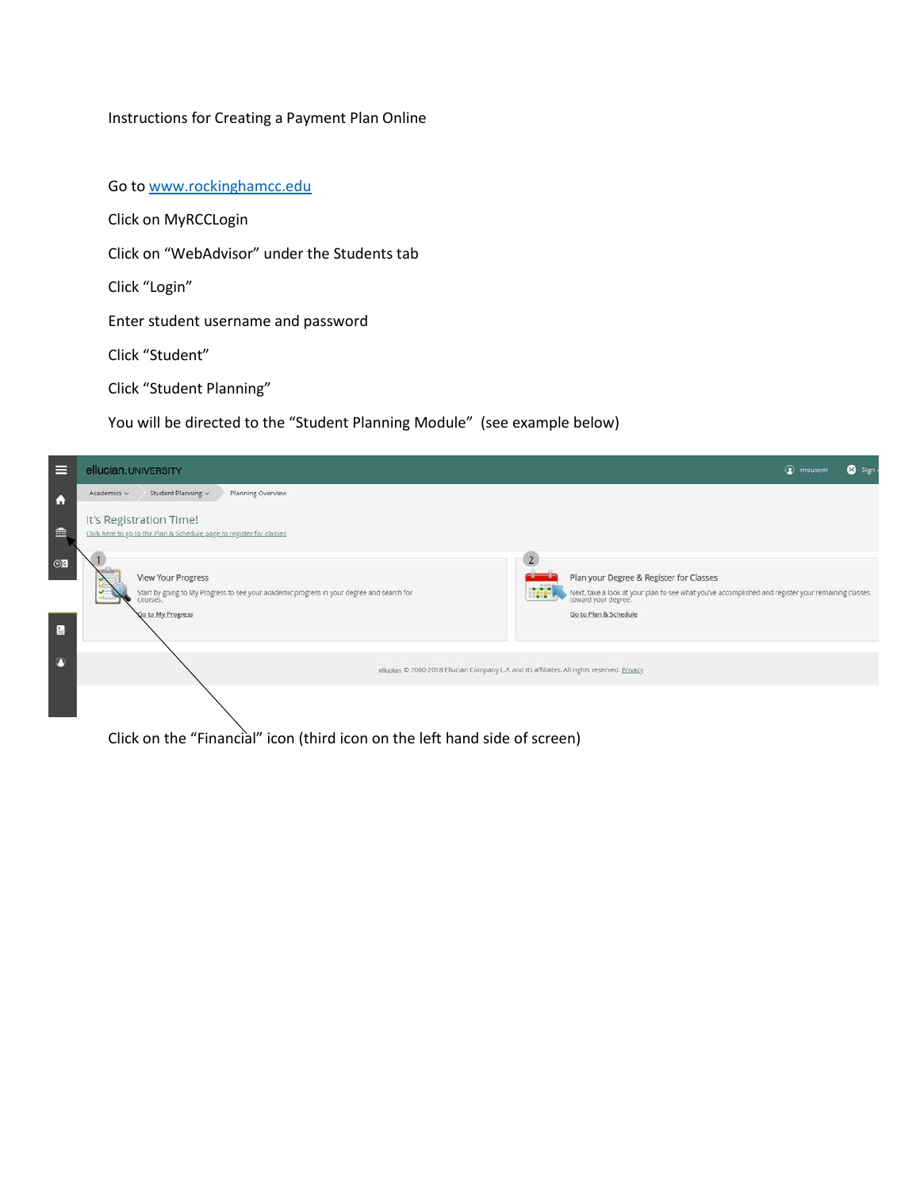Instructions for Creating a Payment Plan Online

Go to [www.rockinghamcc.edu](http://www.rockinghamcc.edu)

Click on MyRCCLogin

Click on "WebAdvisor" under the Students tab

Click "Login"

Enter student username and password

Click "Student"

Click "Student Planning"

You will be directed to the "Student Planning Module" (see example below)

Click on the "Financial" icon (third icon on the left hand side of screen)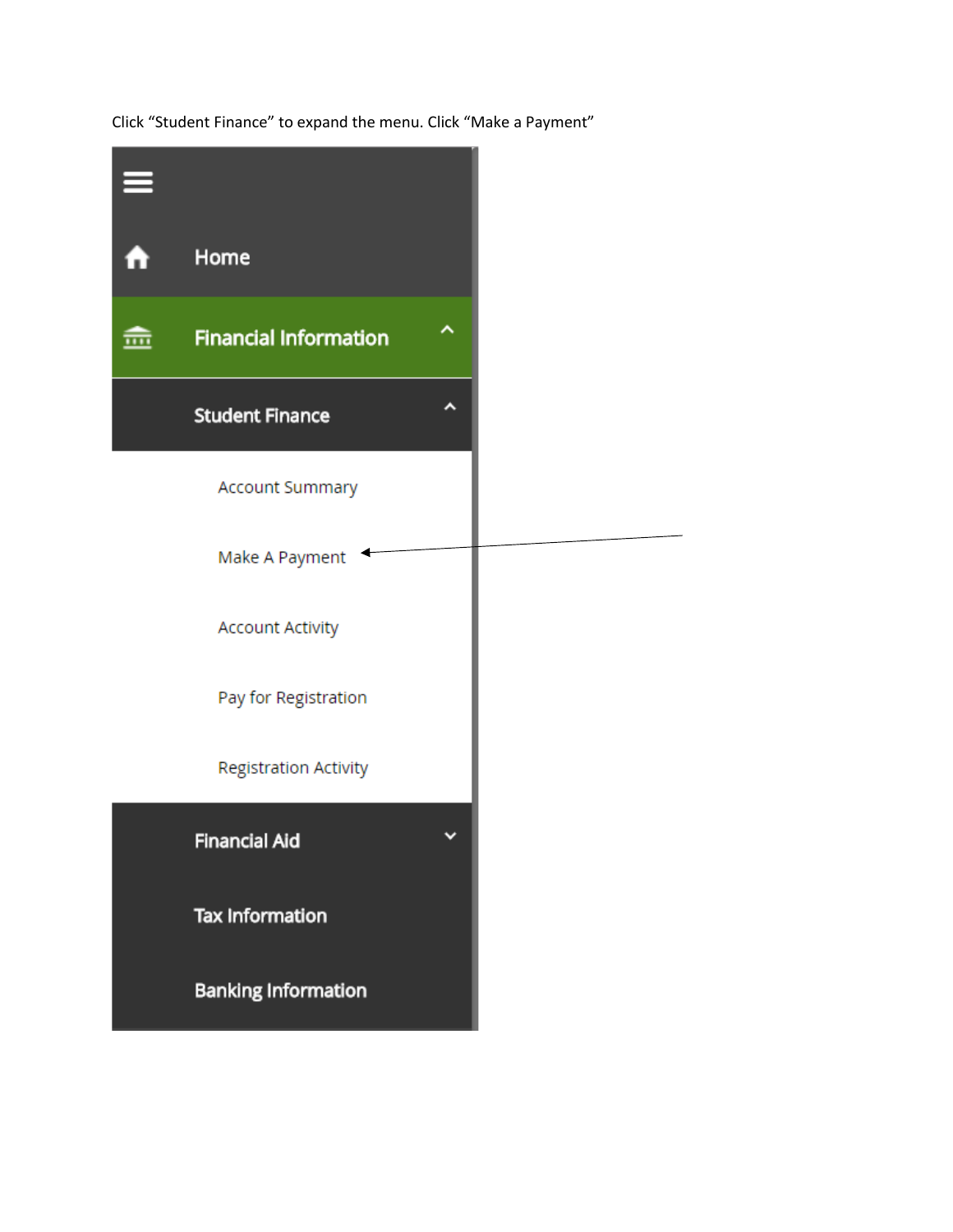Click “Student Finance” to expand the menu. Click “Make a Payment”

Home

Financial Information

Student Finance

Account Summary

Make A Payment

Account Activity

Pay for Registration

Registration Activity

Financial Aid

Tax Information

Banking Information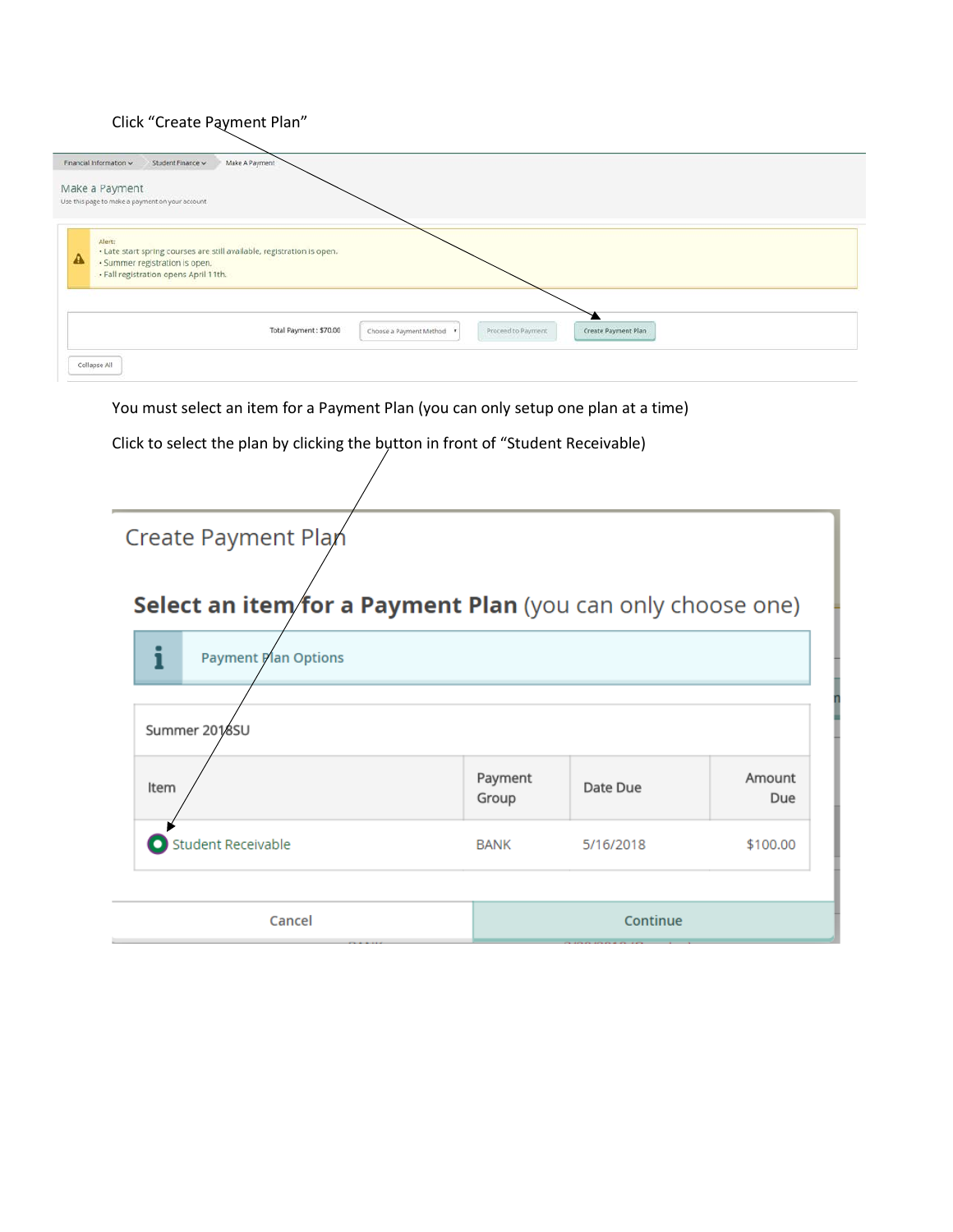Click “Create Payment Plan”

Financial Information ▾ Student Finance ▾ Make A Payment

Make a Payment

Use this page to make a payment on your account

Alert:
- Late start spring courses are still available, registration is open.
- Summer registration is open.
- Fall registration opens April 11th.

Total Payment : $70.00 | Choose a Payment Method | Proceed to Payment | Create Payment Plan

Collapse All

You must select an item for a Payment Plan (you can only setup one plan at a time)

Click to select the plan by clicking the button in front of “Student Receivable)

Create Payment Plan

**Select an item for a Payment Plan** (you can only choose one)

Payment Plan Options

Summer 2018SU

| Item | Payment Group | Date Due | Amount Due |
| --- | --- | --- | --- |
| Student Receivable | BANK | 5/16/2018 | $100.00 |

Cancel | Continue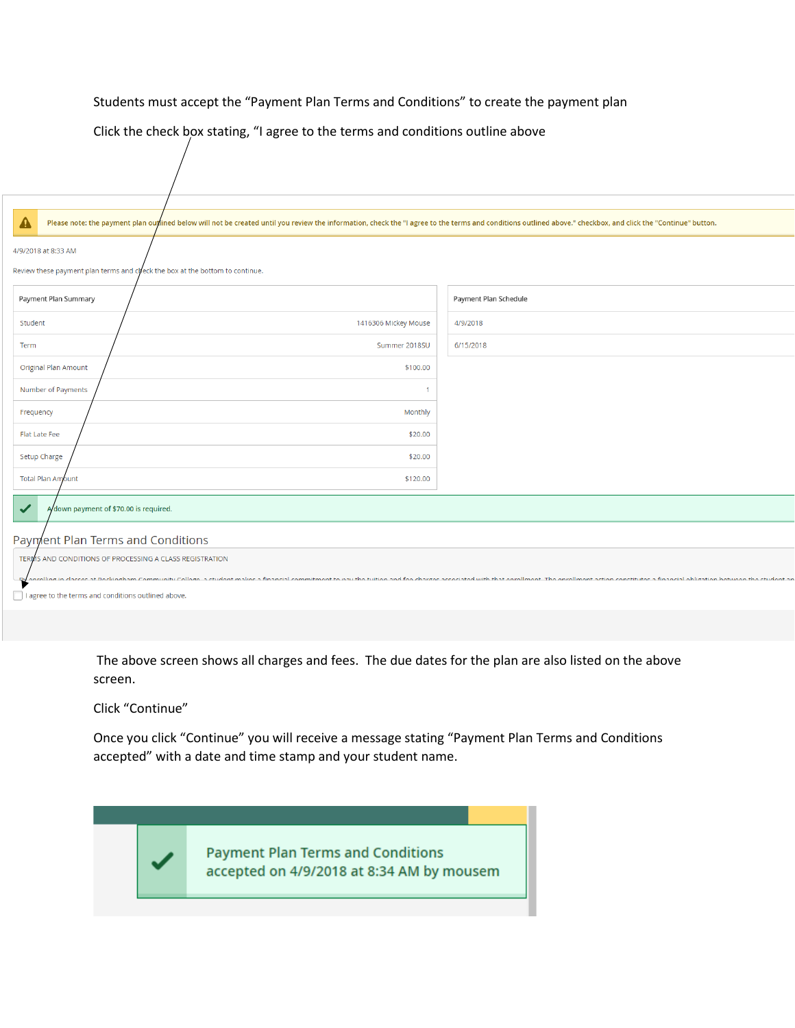Students must accept the "Payment Plan Terms and Conditions" to create the payment plan

Click the check box stating, "I agree to the terms and conditions outline above

Please note: the payment plan outlined below will not be created until you review the information, check the "I agree to the terms and conditions outlined above." checkbox, and click the "Continue" button.

4/9/2018 at 8:33 AM

Review these payment plan terms and check the box at the bottom to continue.

| Payment Plan Summary | |
|---|---|
| Student | 1416306 Mickey Mouse |
| Term | Summer 2018SU |
| Original Plan Amount | $100.00 |
| Number of Payments | 1 |
| Frequency | Monthly |
| Flat Late Fee | $20.00 |
| Setup Charge | $20.00 |
| Total Plan Amount | $120.00 |

| Payment Plan Schedule |
|---|
| 4/9/2018 |
| 6/15/2018 |

A down payment of $70.00 is required.

Payment Plan Terms and Conditions

TERMS AND CONDITIONS OF PROCESSING A CLASS REGISTRATION

By enrolling in classes at Rockingham Community College, a student makes a financial commitment to pay the tuition and fee charges associated with that enrollment. The enrollment action constitutes a financial obligation between the student an

☐ I agree to the terms and conditions outlined above.

The above screen shows all charges and fees. The due dates for the plan are also listed on the above screen.

Click "Continue"

Once you click "Continue" you will receive a message stating "Payment Plan Terms and Conditions accepted" with a date and time stamp and your student name.

Payment Plan Terms and Conditions accepted on 4/9/2018 at 8:34 AM by mousem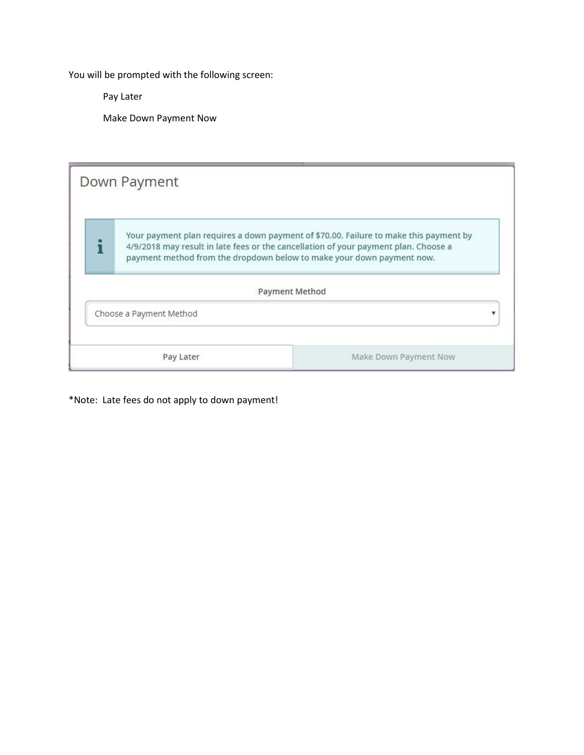You will be prompted with the following screen:

Pay Later

Make Down Payment Now

Down Payment

Your payment plan requires a down payment of $70.00. Failure to make this payment by 4/9/2018 may result in late fees or the cancellation of your payment plan. Choose a payment method from the dropdown below to make your down payment now.

Payment Method

Choose a Payment Method

Pay Later

Make Down Payment Now

*Note: Late fees do not apply to down payment!